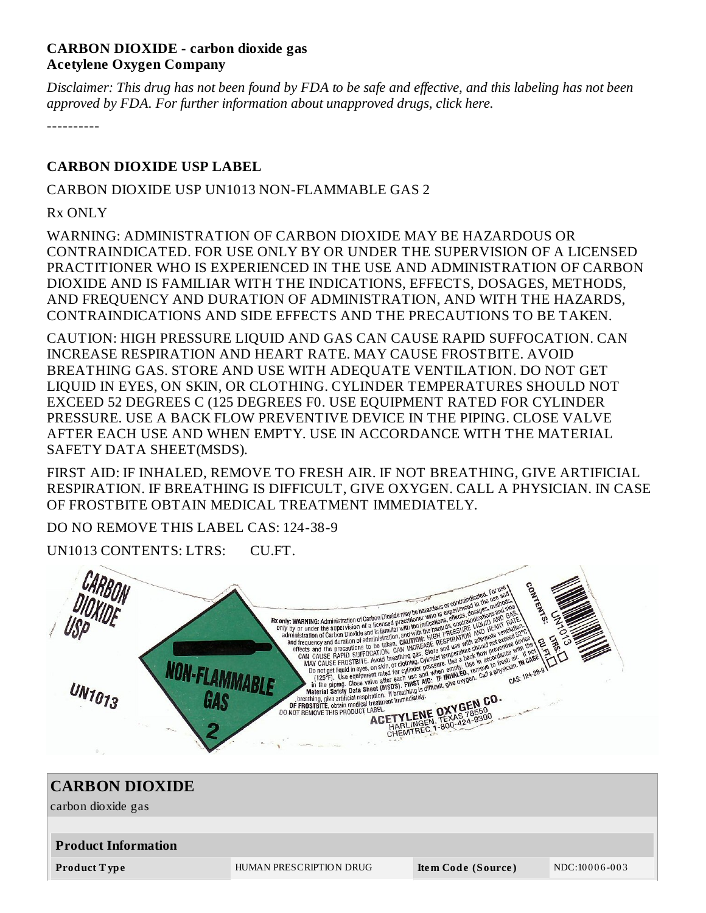**CARBON DIOXIDE - carbon dioxide gas**
**Acetylene Oxygen Company**

*Disclaimer: This drug has not been found by FDA to be safe and effective, and this labeling has not been approved by FDA. For further information about unapproved drugs, click here.*

----------

## CARBON DIOXIDE USP LABEL

CARBON DIOXIDE USP UN1013 NON-FLAMMABLE GAS 2

Rx ONLY

WARNING: ADMINISTRATION OF CARBON DIOXIDE MAY BE HAZARDOUS OR CONTRAINDICATED. FOR USE ONLY BY OR UNDER THE SUPERVISION OF A LICENSED PRACTITIONER WHO IS EXPERIENCED IN THE USE AND ADMINISTRATION OF CARBON DIOXIDE AND IS FAMILIAR WITH THE INDICATIONS, EFFECTS, DOSAGES, METHODS, AND FREQUENCY AND DURATION OF ADMINISTRATION, AND WITH THE HAZARDS, CONTRAINDICATIONS AND SIDE EFFECTS AND THE PRECAUTIONS TO BE TAKEN.

CAUTION: HIGH PRESSURE LIQUID AND GAS CAN CAUSE RAPID SUFFOCATION. CAN INCREASE RESPIRATION AND HEART RATE. MAY CAUSE FROSTBITE. AVOID BREATHING GAS. STORE AND USE WITH ADEQUATE VENTILATION. DO NOT GET LIQUID IN EYES, ON SKIN, OR CLOTHING. CYLINDER TEMPERATURES SHOULD NOT EXCEED 52 DEGREES C (125 DEGREES F0. USE EQUIPMENT RATED FOR CYLINDER PRESSURE. USE A BACK FLOW PREVENTIVE DEVICE IN THE PIPING. CLOSE VALVE AFTER EACH USE AND WHEN EMPTY. USE IN ACCORDANCE WITH THE MATERIAL SAFETY DATA SHEET(MSDS).

FIRST AID: IF INHALED, REMOVE TO FRESH AIR. IF NOT BREATHING, GIVE ARTIFICIAL RESPIRATION. IF BREATHING IS DIFFICULT, GIVE OXYGEN. CALL A PHYSICIAN. IN CASE OF FROSTBITE OBTAIN MEDICAL TREATMENT IMMEDIATELY.

DO NO REMOVE THIS LABEL CAS: 124-38-9

UN1013 CONTENTS: LTRS: CU.FT.

## CARBON DIOXIDE

carbon dioxide gas

| Product Information | | | |
|---|---|---|---|
| **Product Type** | HUMAN PRESCRIPTION DRUG | **Item Code (Source)** | NDC:10006-003 |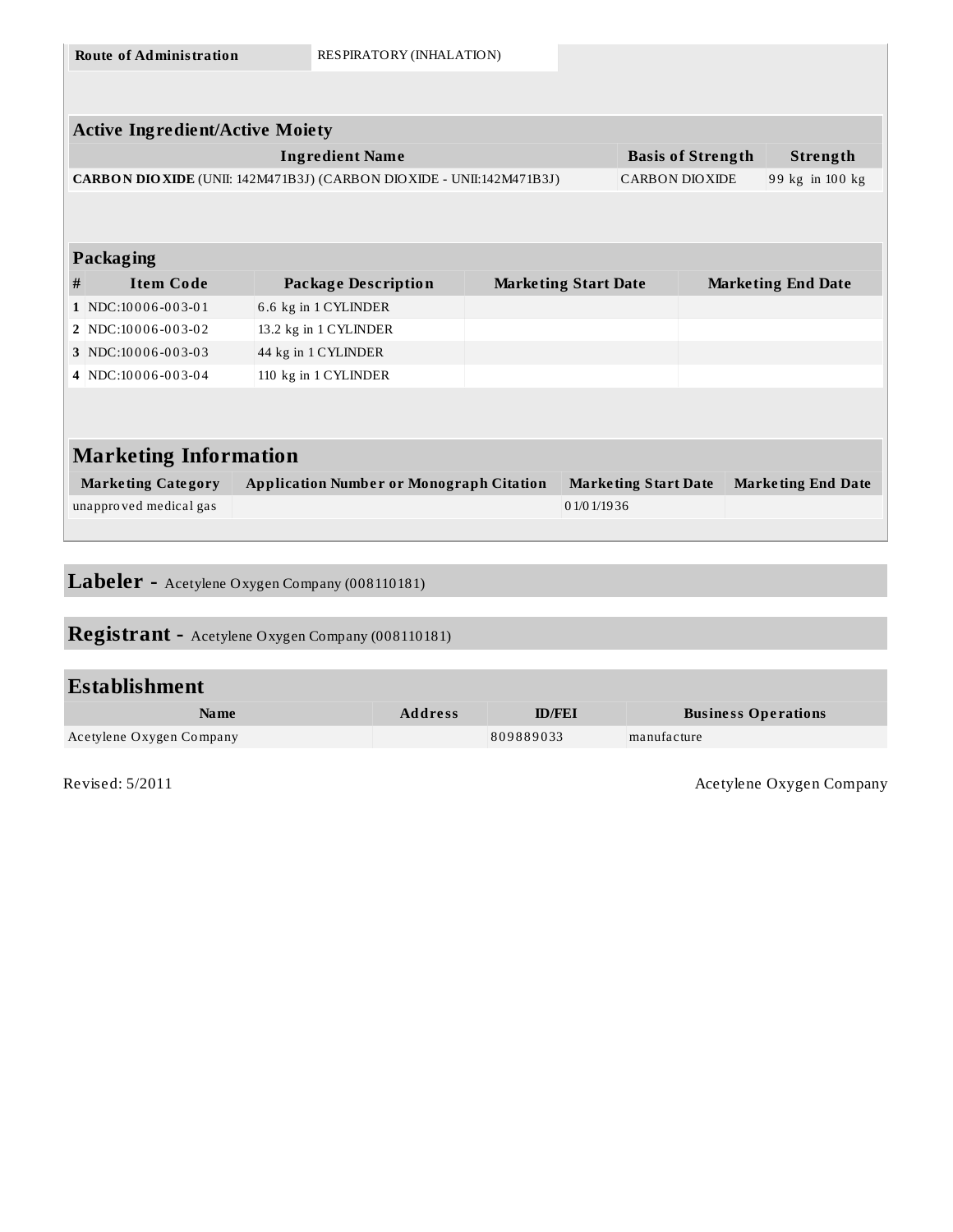| Route of Administration | RESPIRATORY (INHALATION) |
| --- | --- |

## Active Ingredient/Active Moiety

| Ingredient Name | Basis of Strength | Strength |
| --- | --- | --- |
| **CARBON DIOXIDE** (UNII: 142M471B3J) (CARBON DIOXIDE - UNII:142M471B3J) | CARBON DIOXIDE | 99 kg in 100 kg |

## Packaging

| # | Item Code | Package Description | Marketing Start Date | Marketing End Date |
| --- | --- | --- | --- | --- |
| 1 | NDC:10006-003-01 | 6.6 kg in 1 CYLINDER | | |
| 2 | NDC:10006-003-02 | 13.2 kg in 1 CYLINDER | | |
| 3 | NDC:10006-003-03 | 44 kg in 1 CYLINDER | | |
| 4 | NDC:10006-003-04 | 110 kg in 1 CYLINDER | | |

## Marketing Information

| Marketing Category | Application Number or Monograph Citation | Marketing Start Date | Marketing End Date |
| --- | --- | --- | --- |
| unapproved medical gas | | 01/01/1936 | |

## Labeler - Acetylene Oxygen Company (008110181)

## Registrant - Acetylene Oxygen Company (008110181)

## Establishment

| Name | Address | ID/FEI | Business Operations |
| --- | --- | --- | --- |
| Acetylene Oxygen Company | | 809889033 | manufacture |

Revised: 5/2011

Acetylene Oxygen Company